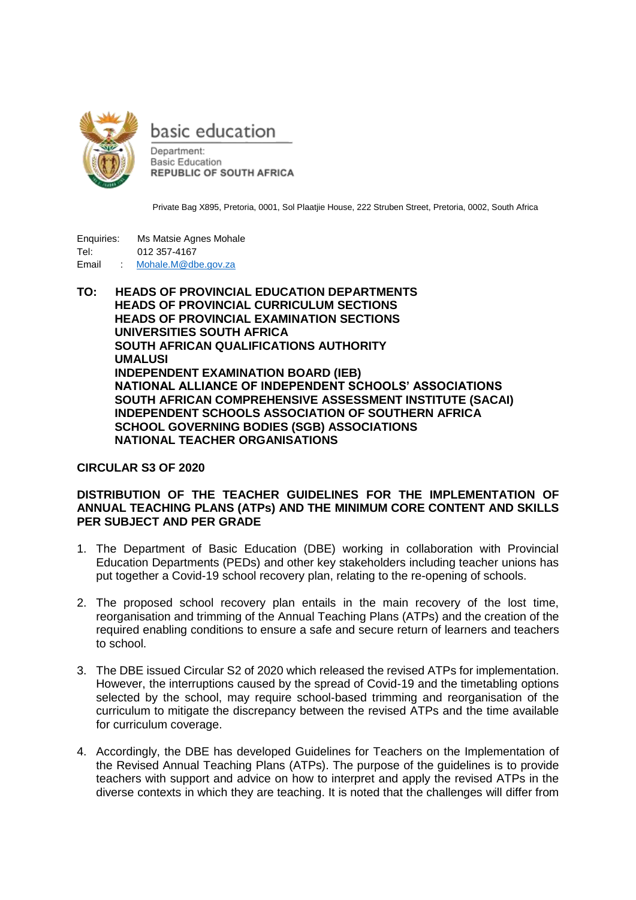basic education

Department:
Basic Education
**REPUBLIC OF SOUTH AFRICA**

Private Bag X895, Pretoria, 0001, Sol Plaatjie House, 222 Struben Street, Pretoria, 0002, South Africa

Enquiries: Ms Matsie Agnes Mohale
Tel: 012 357-4167
Email : Mohale.M@dbe.gov.za

**TO: HEADS OF PROVINCIAL EDUCATION DEPARTMENTS**
**HEADS OF PROVINCIAL CURRICULUM SECTIONS**
**HEADS OF PROVINCIAL EXAMINATION SECTIONS**
**UNIVERSITIES SOUTH AFRICA**
**SOUTH AFRICAN QUALIFICATIONS AUTHORITY**
**UMALUSI**
**INDEPENDENT EXAMINATION BOARD (IEB)**
**NATIONAL ALLIANCE OF INDEPENDENT SCHOOLS' ASSOCIATIONS**
**SOUTH AFRICAN COMPREHENSIVE ASSESSMENT INSTITUTE (SACAI)**
**INDEPENDENT SCHOOLS ASSOCIATION OF SOUTHERN AFRICA**
**SCHOOL GOVERNING BODIES (SGB) ASSOCIATIONS**
**NATIONAL TEACHER ORGANISATIONS**

**CIRCULAR S3 OF 2020**

**DISTRIBUTION OF THE TEACHER GUIDELINES FOR THE IMPLEMENTATION OF ANNUAL TEACHING PLANS (ATPs) AND THE MINIMUM CORE CONTENT AND SKILLS PER SUBJECT AND PER GRADE**

1. The Department of Basic Education (DBE) working in collaboration with Provincial Education Departments (PEDs) and other key stakeholders including teacher unions has put together a Covid-19 school recovery plan, relating to the re-opening of schools.

2. The proposed school recovery plan entails in the main recovery of the lost time, reorganisation and trimming of the Annual Teaching Plans (ATPs) and the creation of the required enabling conditions to ensure a safe and secure return of learners and teachers to school.

3. The DBE issued Circular S2 of 2020 which released the revised ATPs for implementation. However, the interruptions caused by the spread of Covid-19 and the timetabling options selected by the school, may require school-based trimming and reorganisation of the curriculum to mitigate the discrepancy between the revised ATPs and the time available for curriculum coverage.

4. Accordingly, the DBE has developed Guidelines for Teachers on the Implementation of the Revised Annual Teaching Plans (ATPs). The purpose of the guidelines is to provide teachers with support and advice on how to interpret and apply the revised ATPs in the diverse contexts in which they are teaching. It is noted that the challenges will differ from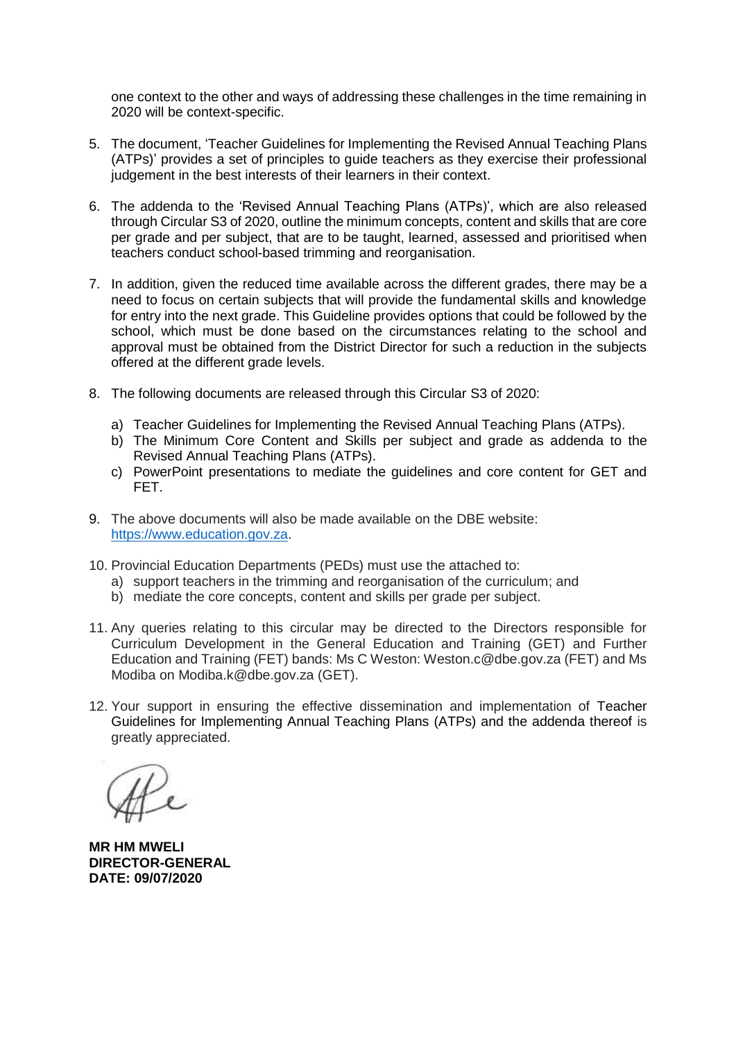one context to the other and ways of addressing these challenges in the time remaining in 2020 will be context-specific.

5. The document, 'Teacher Guidelines for Implementing the Revised Annual Teaching Plans (ATPs)' provides a set of principles to guide teachers as they exercise their professional judgement in the best interests of their learners in their context.

6. The addenda to the 'Revised Annual Teaching Plans (ATPs)', which are also released through Circular S3 of 2020, outline the minimum concepts, content and skills that are core per grade and per subject, that are to be taught, learned, assessed and prioritised when teachers conduct school-based trimming and reorganisation.

7. In addition, given the reduced time available across the different grades, there may be a need to focus on certain subjects that will provide the fundamental skills and knowledge for entry into the next grade. This Guideline provides options that could be followed by the school, which must be done based on the circumstances relating to the school and approval must be obtained from the District Director for such a reduction in the subjects offered at the different grade levels.

8. The following documents are released through this Circular S3 of 2020:

   a) Teacher Guidelines for Implementing the Revised Annual Teaching Plans (ATPs).
   b) The Minimum Core Content and Skills per subject and grade as addenda to the Revised Annual Teaching Plans (ATPs).
   c) PowerPoint presentations to mediate the guidelines and core content for GET and FET.

9. The above documents will also be made available on the DBE website: https://www.education.gov.za.

10. Provincial Education Departments (PEDs) must use the attached to:
    a) support teachers in the trimming and reorganisation of the curriculum; and
    b) mediate the core concepts, content and skills per grade per subject.

11. Any queries relating to this circular may be directed to the Directors responsible for Curriculum Development in the General Education and Training (GET) and Further Education and Training (FET) bands: Ms C Weston: Weston.c@dbe.gov.za (FET) and Ms Modiba on Modiba.k@dbe.gov.za (GET).

12. Your support in ensuring the effective dissemination and implementation of Teacher Guidelines for Implementing Annual Teaching Plans (ATPs) and the addenda thereof is greatly appreciated.

**MR HM MWELI**
**DIRECTOR-GENERAL**
**DATE: 09/07/2020**